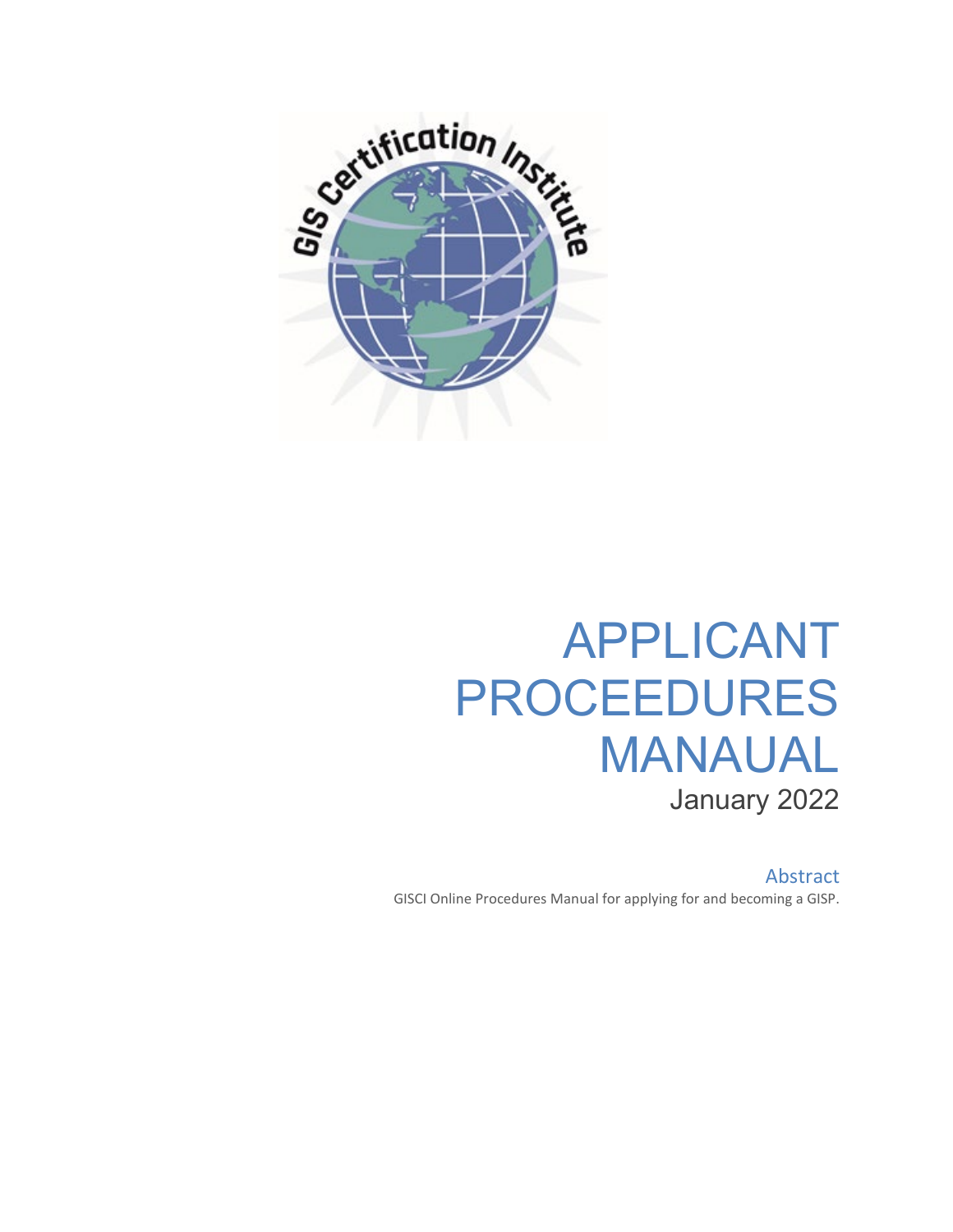# APPLICANT PROCEEDURES MANAUAL

January 2022

## Abstract

GISCI Online Procedures Manual for applying for and becoming a GISP.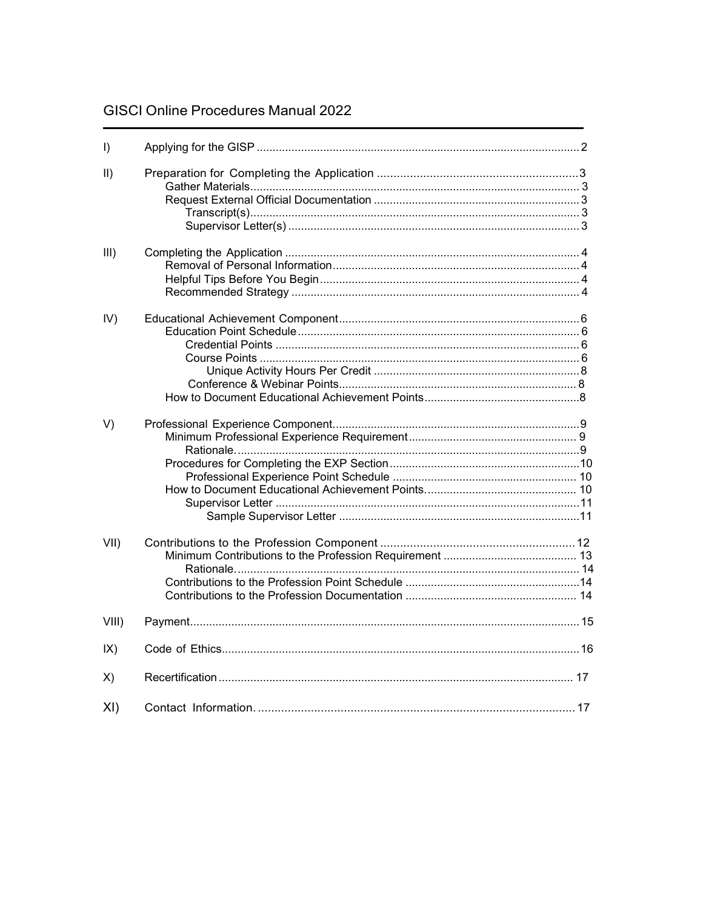# GISCI Online Procedures Manual 2022

I) Applying for the GISP ..... 2

II) Preparation for Completing the Application ..... 3
- Gather Materials ..... 3
- Request External Official Documentation ..... 3
  - Transcript(s) ..... 3
  - Supervisor Letter(s) ..... 3

III) Completing the Application ..... 4
- Removal of Personal Information ..... 4
- Helpful Tips Before You Begin ..... 4
- Recommended Strategy ..... 4

IV) Educational Achievement Component ..... 6
- Education Point Schedule ..... 6
  - Credential Points ..... 6
  - Course Points ..... 6
    - Unique Activity Hours Per Credit ..... 8
  - Conference & Webinar Points ..... 8
- How to Document Educational Achievement Points ..... 8

V) Professional Experience Component ..... 9
- Minimum Professional Experience Requirement ..... 9
  - Rationale ..... 9
- Procedures for Completing the EXP Section ..... 10
  - Professional Experience Point Schedule ..... 10
- How to Document Educational Achievement Points ..... 10
  - Supervisor Letter ..... 11
    - Sample Supervisor Letter ..... 11

VII) Contributions to the Profession Component ..... 12
- Minimum Contributions to the Profession Requirement ..... 13
  - Rationale ..... 14
- Contributions to the Profession Point Schedule ..... 14
- Contributions to the Profession Documentation ..... 14

VIII) Payment ..... 15

IX) Code of Ethics ..... 16

X) Recertification ..... 17

XI) Contact Information ..... 17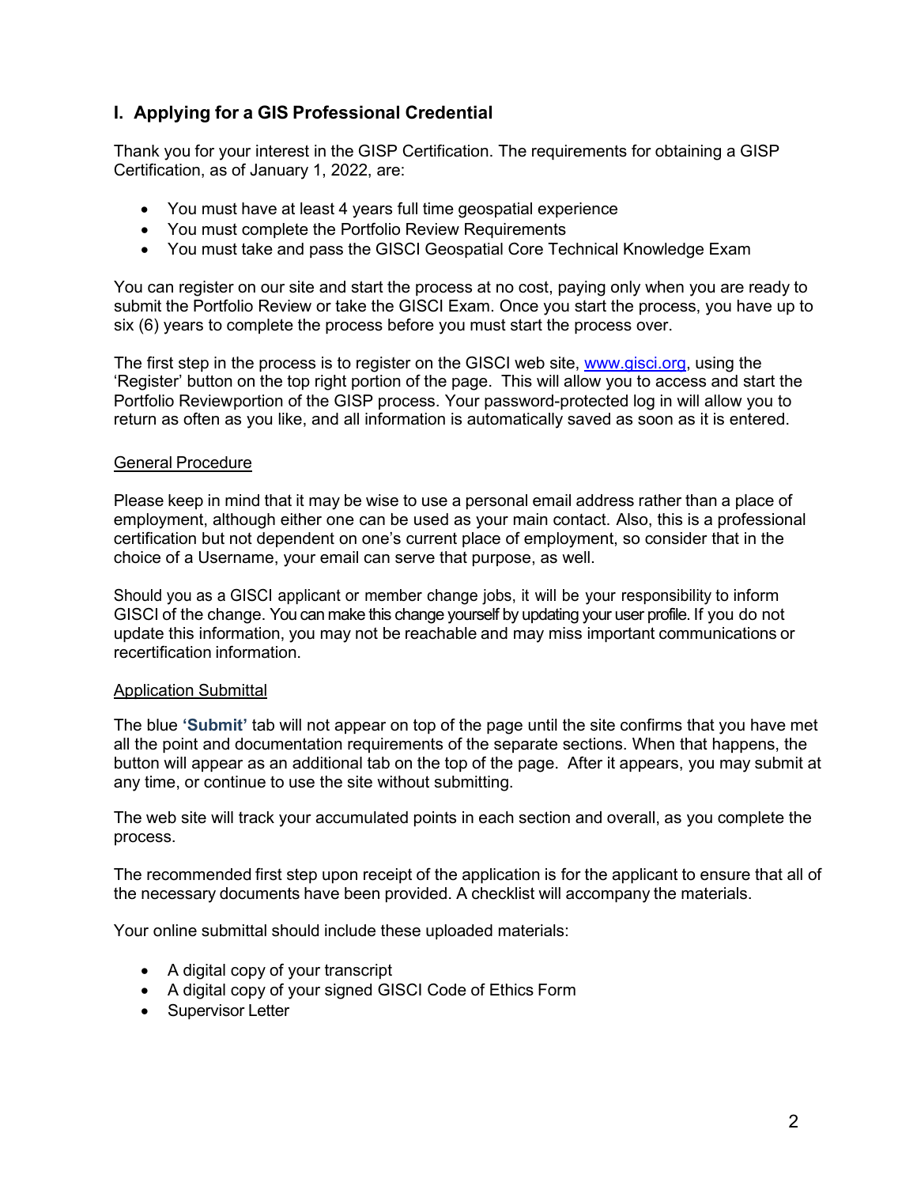## I. Applying for a GIS Professional Credential

Thank you for your interest in the GISP Certification. The requirements for obtaining a GISP Certification, as of January 1, 2022, are:

- You must have at least 4 years full time geospatial experience
- You must complete the Portfolio Review Requirements
- You must take and pass the GISCI Geospatial Core Technical Knowledge Exam

You can register on our site and start the process at no cost, paying only when you are ready to submit the Portfolio Review or take the GISCI Exam. Once you start the process, you have up to six (6) years to complete the process before you must start the process over.

The first step in the process is to register on the GISCI web site, www.gisci.org, using the 'Register' button on the top right portion of the page. This will allow you to access and start the Portfolio Reviewportion of the GISP process. Your password-protected log in will allow you to return as often as you like, and all information is automatically saved as soon as it is entered.

General Procedure

Please keep in mind that it may be wise to use a personal email address rather than a place of employment, although either one can be used as your main contact. Also, this is a professional certification but not dependent on one's current place of employment, so consider that in the choice of a Username, your email can serve that purpose, as well.

Should you as a GISCI applicant or member change jobs, it will be your responsibility to inform GISCI of the change. You can make this change yourself by updating your user profile. If you do not update this information, you may not be reachable and may miss important communications or recertification information.

Application Submittal

The blue **'Submit'** tab will not appear on top of the page until the site confirms that you have met all the point and documentation requirements of the separate sections. When that happens, the button will appear as an additional tab on the top of the page. After it appears, you may submit at any time, or continue to use the site without submitting.

The web site will track your accumulated points in each section and overall, as you complete the process.

The recommended first step upon receipt of the application is for the applicant to ensure that all of the necessary documents have been provided. A checklist will accompany the materials.

Your online submittal should include these uploaded materials:

- A digital copy of your transcript
- A digital copy of your signed GISCI Code of Ethics Form
- Supervisor Letter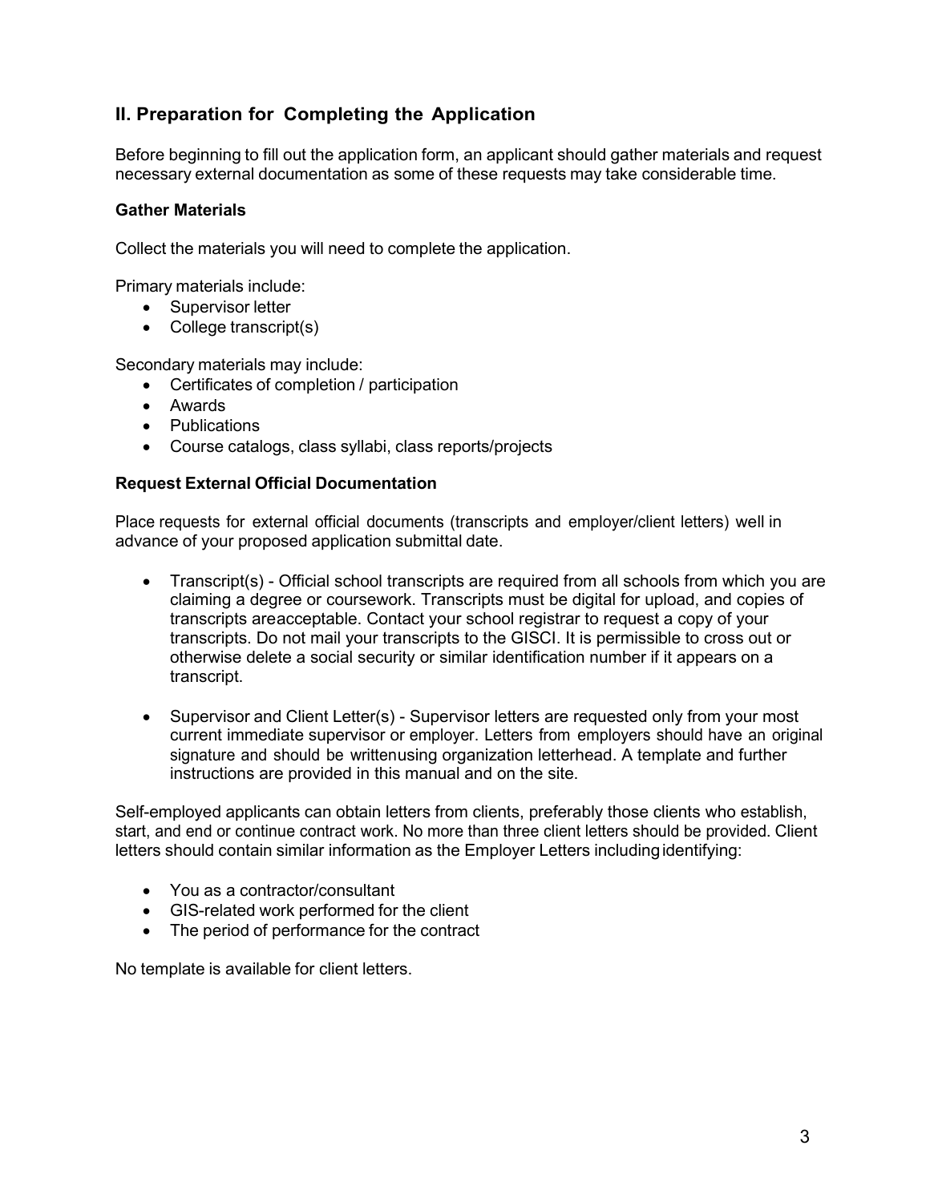## II. Preparation for Completing the Application

Before beginning to fill out the application form, an applicant should gather materials and request necessary external documentation as some of these requests may take considerable time.

### Gather Materials

Collect the materials you will need to complete the application.

Primary materials include:

- Supervisor letter
- College transcript(s)

Secondary materials may include:

- Certificates of completion / participation
- Awards
- Publications
- Course catalogs, class syllabi, class reports/projects

### Request External Official Documentation

Place requests for external official documents (transcripts and employer/client letters) well in advance of your proposed application submittal date.

- Transcript(s) - Official school transcripts are required from all schools from which you are claiming a degree or coursework. Transcripts must be digital for upload, and copies of transcripts areacceptable. Contact your school registrar to request a copy of your transcripts. Do not mail your transcripts to the GISCI. It is permissible to cross out or otherwise delete a social security or similar identification number if it appears on a transcript.

- Supervisor and Client Letter(s) - Supervisor letters are requested only from your most current immediate supervisor or employer. Letters from employers should have an original signature and should be writtenusing organization letterhead. A template and further instructions are provided in this manual and on the site.

Self-employed applicants can obtain letters from clients, preferably those clients who establish, start, and end or continue contract work. No more than three client letters should be provided. Client letters should contain similar information as the Employer Letters includingidentifying:

- You as a contractor/consultant
- GIS-related work performed for the client
- The period of performance for the contract

No template is available for client letters.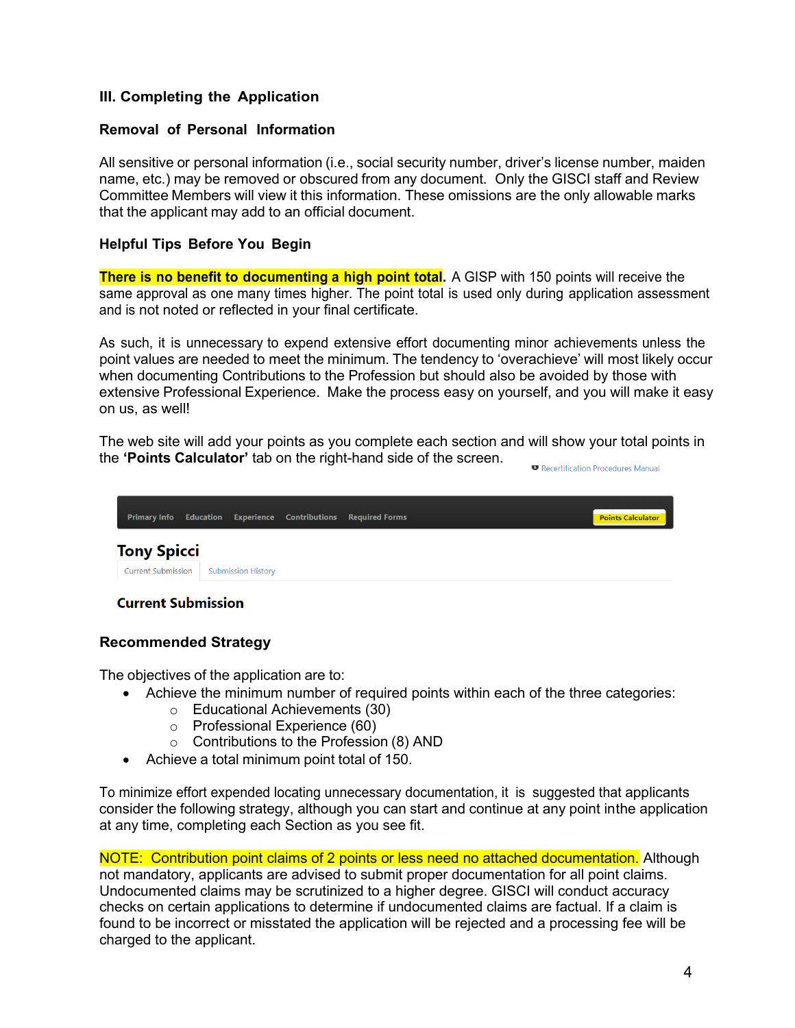## III. Completing the Application

### Removal of Personal Information

All sensitive or personal information (i.e., social security number, driver's license number, maiden name, etc.) may be removed or obscured from any document. Only the GISCI staff and Review Committee Members will view it this information. These omissions are the only allowable marks that the applicant may add to an official document.

### Helpful Tips Before You Begin

**There is no benefit to documenting a high point total.** A GISP with 150 points will receive the same approval as one many times higher. The point total is used only during application assessment and is not noted or reflected in your final certificate.

As such, it is unnecessary to expend extensive effort documenting minor achievements unless the point values are needed to meet the minimum. The tendency to 'overachieve' will most likely occur when documenting Contributions to the Profession but should also be avoided by those with extensive Professional Experience. Make the process easy on yourself, and you will make it easy on us, as well!

The web site will add your points as you complete each section and will show your total points in the **'Points Calculator'** tab on the right-hand side of the screen.

Recertification Procedures Manual

Primary Info | Education | Experience | Contributions | Required Forms | Points Calculator

**Tony Spicci**

Current Submission | Submission History

**Current Submission**

### Recommended Strategy

The objectives of the application are to:

- Achieve the minimum number of required points within each of the three categories:
  - Educational Achievements (30)
  - Professional Experience (60)
  - Contributions to the Profession (8) AND
- Achieve a total minimum point total of 150.

To minimize effort expended locating unnecessary documentation, it is suggested that applicants consider the following strategy, although you can start and continue at any point inthe application at any time, completing each Section as you see fit.

NOTE: Contribution point claims of 2 points or less need no attached documentation. Although not mandatory, applicants are advised to submit proper documentation for all point claims. Undocumented claims may be scrutinized to a higher degree. GISCI will conduct accuracy checks on certain applications to determine if undocumented claims are factual. If a claim is found to be incorrect or misstated the application will be rejected and a processing fee will be charged to the applicant.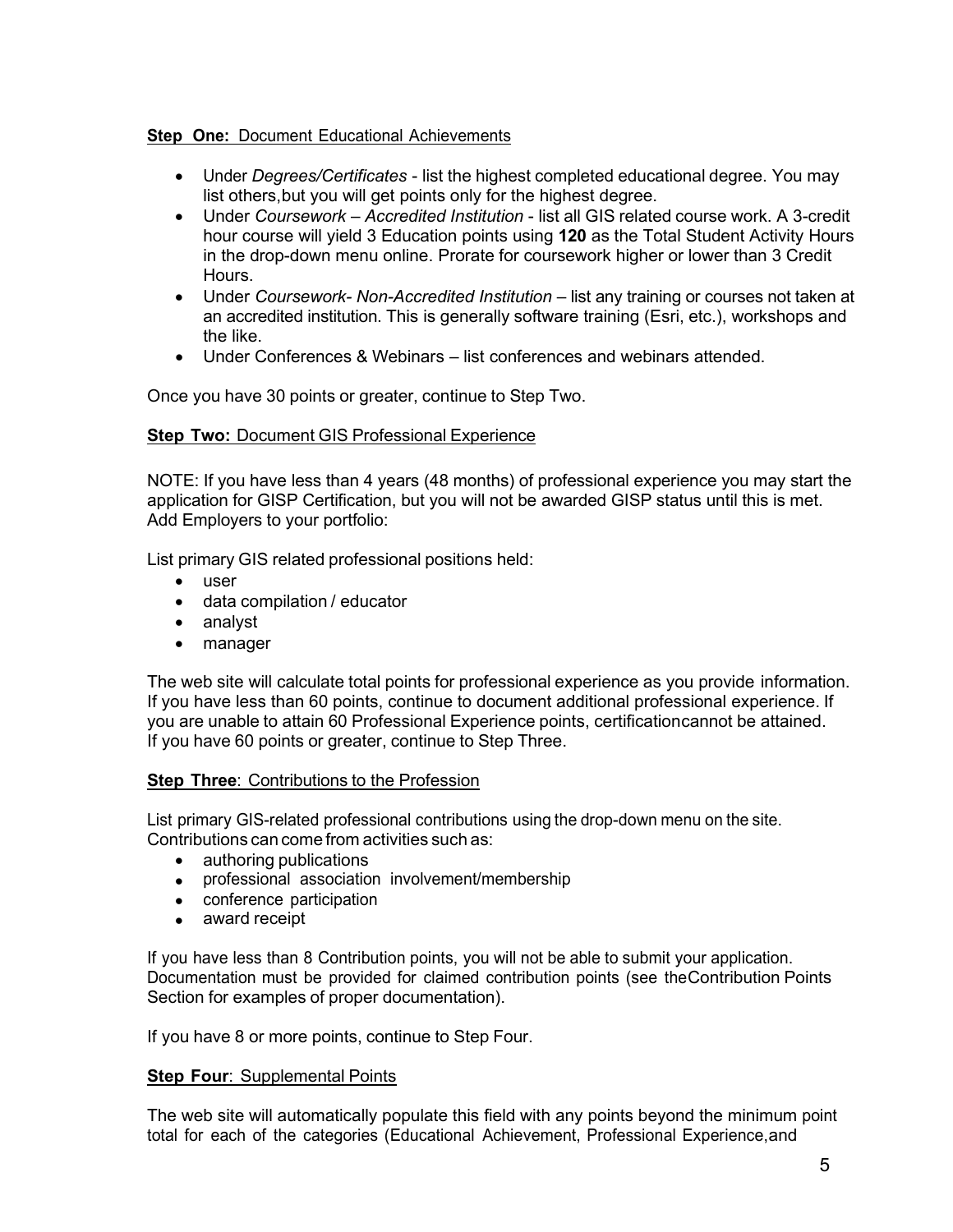**Step One:** Document Educational Achievements

- Under *Degrees/Certificates* - list the highest completed educational degree. You may list others,but you will get points only for the highest degree.
- Under *Coursework – Accredited Institution* - list all GIS related course work. A 3-credit hour course will yield 3 Education points using **120** as the Total Student Activity Hours in the drop-down menu online. Prorate for coursework higher or lower than 3 Credit Hours.
- Under *Coursework- Non-Accredited Institution* – list any training or courses not taken at an accredited institution. This is generally software training (Esri, etc.), workshops and the like.
- Under Conferences & Webinars – list conferences and webinars attended.

Once you have 30 points or greater, continue to Step Two.

**Step Two:** Document GIS Professional Experience

NOTE: If you have less than 4 years (48 months) of professional experience you may start the application for GISP Certification, but you will not be awarded GISP status until this is met. Add Employers to your portfolio:

List primary GIS related professional positions held:

- user
- data compilation / educator
- analyst
- manager

The web site will calculate total points for professional experience as you provide information. If you have less than 60 points, continue to document additional professional experience. If you are unable to attain 60 Professional Experience points, certificationcannot be attained. If you have 60 points or greater, continue to Step Three.

**Step Three**: Contributions to the Profession

List primary GIS-related professional contributions using the drop-down menu on the site. Contributions can come from activities such as:

- authoring publications
- professional association involvement/membership
- conference participation
- award receipt

If you have less than 8 Contribution points, you will not be able to submit your application. Documentation must be provided for claimed contribution points (see theContribution Points Section for examples of proper documentation).

If you have 8 or more points, continue to Step Four.

**Step Four**: Supplemental Points

The web site will automatically populate this field with any points beyond the minimum point total for each of the categories (Educational Achievement, Professional Experience,and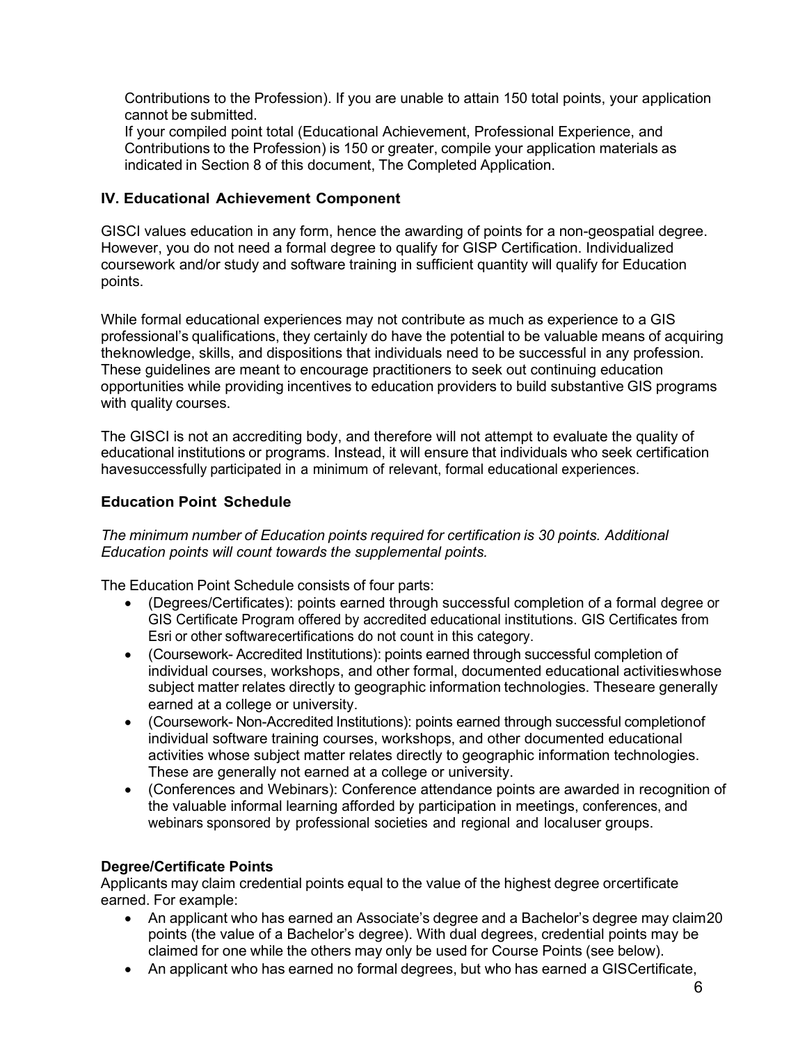Contributions to the Profession). If you are unable to attain 150 total points, your application cannot be submitted.
If your compiled point total (Educational Achievement, Professional Experience, and Contributions to the Profession) is 150 or greater, compile your application materials as indicated in Section 8 of this document, The Completed Application.

## IV. Educational Achievement Component

GISCI values education in any form, hence the awarding of points for a non-geospatial degree. However, you do not need a formal degree to qualify for GISP Certification. Individualized coursework and/or study and software training in sufficient quantity will qualify for Education points.

While formal educational experiences may not contribute as much as experience to a GIS professional's qualifications, they certainly do have the potential to be valuable means of acquiring the knowledge, skills, and dispositions that individuals need to be successful in any profession. These guidelines are meant to encourage practitioners to seek out continuing education opportunities while providing incentives to education providers to build substantive GIS programs with quality courses.

The GISCI is not an accrediting body, and therefore will not attempt to evaluate the quality of educational institutions or programs. Instead, it will ensure that individuals who seek certification have successfully participated in a minimum of relevant, formal educational experiences.

### Education Point Schedule

*The minimum number of Education points required for certification is 30 points. Additional Education points will count towards the supplemental points.*

The Education Point Schedule consists of four parts:

- (Degrees/Certificates): points earned through successful completion of a formal degree or GIS Certificate Program offered by accredited educational institutions. GIS Certificates from Esri or other software certifications do not count in this category.
- (Coursework- Accredited Institutions): points earned through successful completion of individual courses, workshops, and other formal, documented educational activities whose subject matter relates directly to geographic information technologies. These are generally earned at a college or university.
- (Coursework- Non-Accredited Institutions): points earned through successful completion of individual software training courses, workshops, and other documented educational activities whose subject matter relates directly to geographic information technologies. These are generally not earned at a college or university.
- (Conferences and Webinars): Conference attendance points are awarded in recognition of the valuable informal learning afforded by participation in meetings, conferences, and webinars sponsored by professional societies and regional and local user groups.

**Degree/Certificate Points**
Applicants may claim credential points equal to the value of the highest degree or certificate earned. For example:

- An applicant who has earned an Associate's degree and a Bachelor's degree may claim 20 points (the value of a Bachelor's degree). With dual degrees, credential points may be claimed for one while the others may only be used for Course Points (see below).
- An applicant who has earned no formal degrees, but who has earned a GIS Certificate,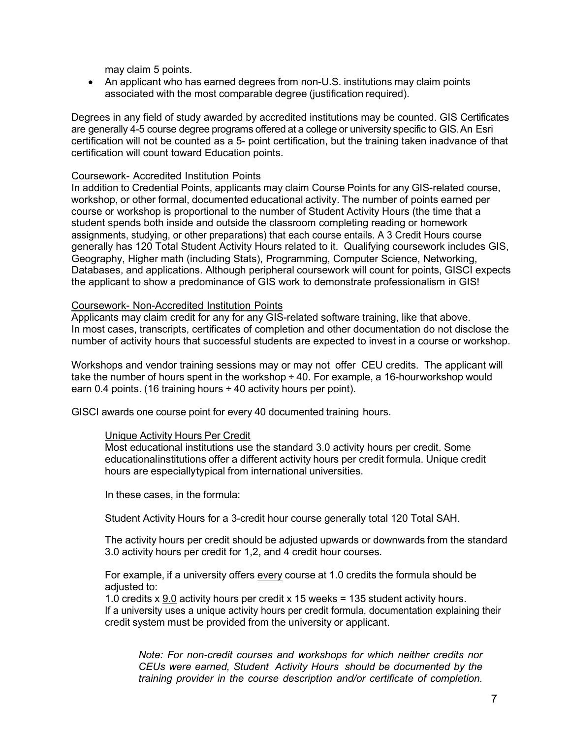may claim 5 points.

- An applicant who has earned degrees from non-U.S. institutions may claim points associated with the most comparable degree (justification required).

Degrees in any field of study awarded by accredited institutions may be counted. GIS Certificates are generally 4-5 course degree programs offered at a college or university specific to GIS. An Esri certification will not be counted as a 5- point certification, but the training taken inadvance of that certification will count toward Education points.

Coursework- Accredited Institution Points

In addition to Credential Points, applicants may claim Course Points for any GIS-related course, workshop, or other formal, documented educational activity. The number of points earned per course or workshop is proportional to the number of Student Activity Hours (the time that a student spends both inside and outside the classroom completing reading or homework assignments, studying, or other preparations) that each course entails. A 3 Credit Hours course generally has 120 Total Student Activity Hours related to it. Qualifying coursework includes GIS, Geography, Higher math (including Stats), Programming, Computer Science, Networking, Databases, and applications. Although peripheral coursework will count for points, GISCI expects the applicant to show a predominance of GIS work to demonstrate professionalism in GIS!

Coursework- Non-Accredited Institution Points

Applicants may claim credit for any for any GIS-related software training, like that above. In most cases, transcripts, certificates of completion and other documentation do not disclose the number of activity hours that successful students are expected to invest in a course or workshop.

Workshops and vendor training sessions may or may not offer CEU credits. The applicant will take the number of hours spent in the workshop ÷ 40. For example, a 16-hourworkshop would earn 0.4 points. (16 training hours ÷ 40 activity hours per point).

GISCI awards one course point for every 40 documented training hours.

Unique Activity Hours Per Credit

Most educational institutions use the standard 3.0 activity hours per credit. Some educationalinstitutions offer a different activity hours per credit formula. Unique credit hours are especiallytypical from international universities.

In these cases, in the formula:

Student Activity Hours for a 3-credit hour course generally total 120 Total SAH.

The activity hours per credit should be adjusted upwards or downwards from the standard 3.0 activity hours per credit for 1,2, and 4 credit hour courses.

For example, if a university offers every course at 1.0 credits the formula should be adjusted to:

1.0 credits x 9.0 activity hours per credit x 15 weeks = 135 student activity hours.
If a university uses a unique activity hours per credit formula, documentation explaining their credit system must be provided from the university or applicant.

*Note: For non-credit courses and workshops for which neither credits nor CEUs were earned, Student Activity Hours should be documented by the training provider in the course description and/or certificate of completion.*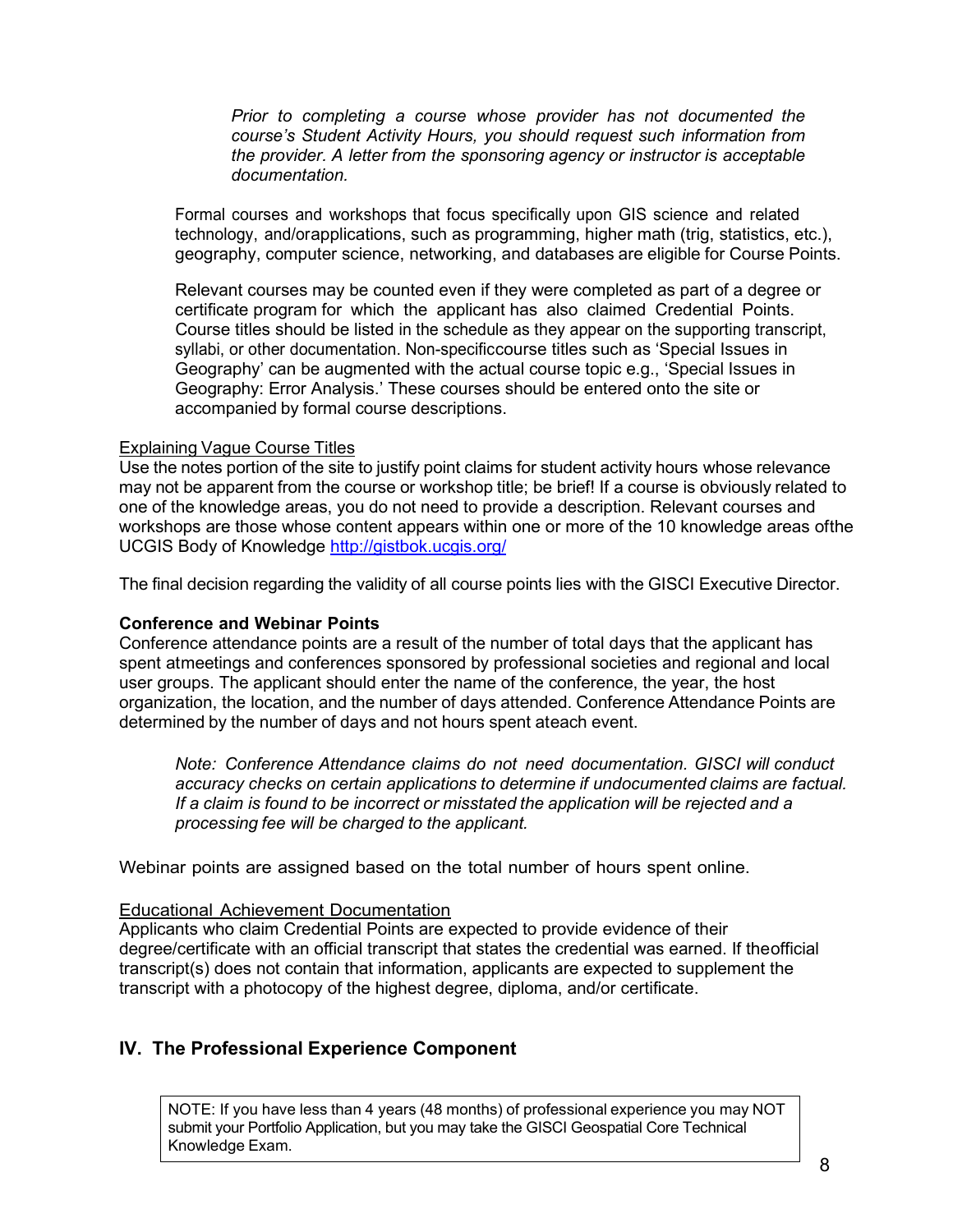*Prior to completing a course whose provider has not documented the course's Student Activity Hours, you should request such information from the provider. A letter from the sponsoring agency or instructor is acceptable documentation.*

Formal courses and workshops that focus specifically upon GIS science and related technology, and/orapplications, such as programming, higher math (trig, statistics, etc.), geography, computer science, networking, and databases are eligible for Course Points.

Relevant courses may be counted even if they were completed as part of a degree or certificate program for which the applicant has also claimed Credential Points. Course titles should be listed in the schedule as they appear on the supporting transcript, syllabi, or other documentation. Non-specificcourse titles such as 'Special Issues in Geography' can be augmented with the actual course topic e.g., 'Special Issues in Geography: Error Analysis.' These courses should be entered onto the site or accompanied by formal course descriptions.

<u>Explaining Vague Course Titles</u>

Use the notes portion of the site to justify point claims for student activity hours whose relevance may not be apparent from the course or workshop title; be brief! If a course is obviously related to one of the knowledge areas, you do not need to provide a description. Relevant courses and workshops are those whose content appears within one or more of the 10 knowledge areas ofthe UCGIS Body of Knowledge [http://gistbok.ucgis.org/](http://gistbok.ucgis.org/)

The final decision regarding the validity of all course points lies with the GISCI Executive Director.

**Conference and Webinar Points**

Conference attendance points are a result of the number of total days that the applicant has spent atmeetings and conferences sponsored by professional societies and regional and local user groups. The applicant should enter the name of the conference, the year, the host organization, the location, and the number of days attended. Conference Attendance Points are determined by the number of days and not hours spent ateach event.

*Note: Conference Attendance claims do not need documentation. GISCI will conduct accuracy checks on certain applications to determine if undocumented claims are factual. If a claim is found to be incorrect or misstated the application will be rejected and a processing fee will be charged to the applicant.*

Webinar points are assigned based on the total number of hours spent online.

<u>Educational Achievement Documentation</u>

Applicants who claim Credential Points are expected to provide evidence of their degree/certificate with an official transcript that states the credential was earned. If theofficial transcript(s) does not contain that information, applicants are expected to supplement the transcript with a photocopy of the highest degree, diploma, and/or certificate.

## IV. The Professional Experience Component

NOTE: If you have less than 4 years (48 months) of professional experience you may NOT submit your Portfolio Application, but you may take the GISCI Geospatial Core Technical Knowledge Exam.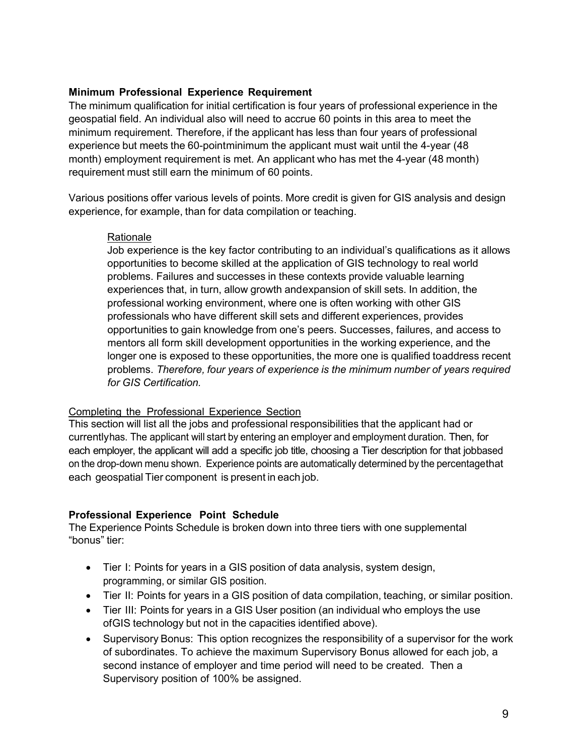**Minimum Professional Experience Requirement**

The minimum qualification for initial certification is four years of professional experience in the geospatial field. An individual also will need to accrue 60 points in this area to meet the minimum requirement. Therefore, if the applicant has less than four years of professional experience but meets the 60-pointminimum the applicant must wait until the 4-year (48 month) employment requirement is met. An applicant who has met the 4-year (48 month) requirement must still earn the minimum of 60 points.

Various positions offer various levels of points. More credit is given for GIS analysis and design experience, for example, than for data compilation or teaching.

> Rationale
>
> Job experience is the key factor contributing to an individual's qualifications as it allows opportunities to become skilled at the application of GIS technology to real world problems. Failures and successes in these contexts provide valuable learning experiences that, in turn, allow growth andexpansion of skill sets. In addition, the professional working environment, where one is often working with other GIS professionals who have different skill sets and different experiences, provides opportunities to gain knowledge from one's peers. Successes, failures, and access to mentors all form skill development opportunities in the working experience, and the longer one is exposed to these opportunities, the more one is qualified toaddress recent problems. *Therefore, four years of experience is the minimum number of years required for GIS Certification.*

Completing the Professional Experience Section

This section will list all the jobs and professional responsibilities that the applicant had or currentlyhas. The applicant will start by entering an employer and employment duration. Then, for each employer, the applicant will add a specific job title, choosing a Tier description for that jobbased on the drop-down menu shown. Experience points are automatically determined by the percentagethat each geospatial Tier component is present in each job.

**Professional Experience Point Schedule**

The Experience Points Schedule is broken down into three tiers with one supplemental "bonus" tier:

- Tier I: Points for years in a GIS position of data analysis, system design, programming, or similar GIS position.
- Tier II: Points for years in a GIS position of data compilation, teaching, or similar position.
- Tier III: Points for years in a GIS User position (an individual who employs the use ofGIS technology but not in the capacities identified above).
- Supervisory Bonus: This option recognizes the responsibility of a supervisor for the work of subordinates. To achieve the maximum Supervisory Bonus allowed for each job, a second instance of employer and time period will need to be created. Then a Supervisory position of 100% be assigned.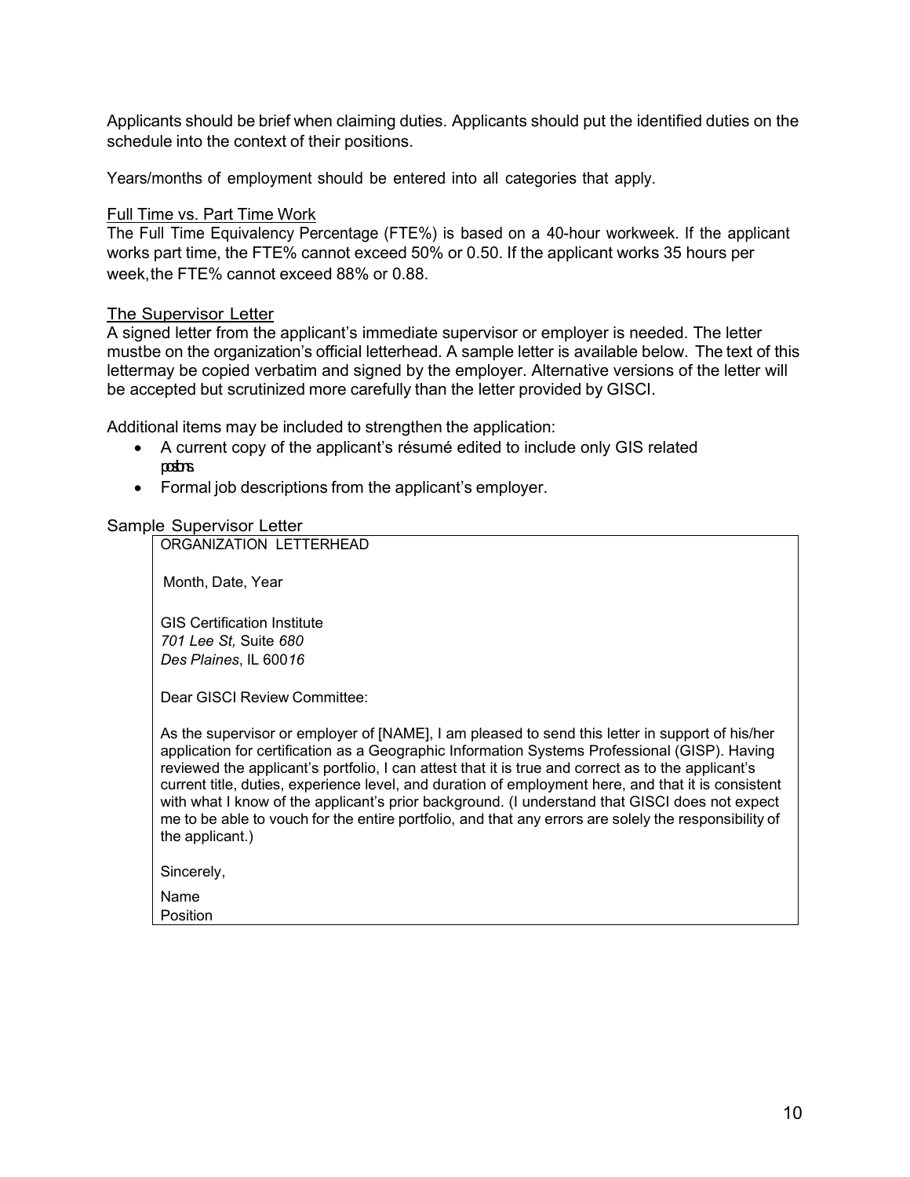Applicants should be brief when claiming duties. Applicants should put the identified duties on the schedule into the context of their positions.

Years/months of employment should be entered into all categories that apply.

## Full Time vs. Part Time Work

The Full Time Equivalency Percentage (FTE%) is based on a 40-hour workweek. If the applicant works part time, the FTE% cannot exceed 50% or 0.50. If the applicant works 35 hours per week, the FTE% cannot exceed 88% or 0.88.

## The Supervisor Letter

A signed letter from the applicant's immediate supervisor or employer is needed. The letter mustbe on the organization's official letterhead. A sample letter is available below. The text of this lettermay be copied verbatim and signed by the employer. Alternative versions of the letter will be accepted but scrutinized more carefully than the letter provided by GISCI.

Additional items may be included to strengthen the application:

- A current copy of the applicant's résumé edited to include only GIS related positions.
- Formal job descriptions from the applicant's employer.

## Sample Supervisor Letter

> ORGANIZATION LETTERHEAD
>
> Month, Date, Year
>
> GIS Certification Institute
> *701 Lee St,* Suite *680*
> *Des Plaines*, IL 600*16*
>
> Dear GISCI Review Committee:
>
> As the supervisor or employer of [NAME], I am pleased to send this letter in support of his/her application for certification as a Geographic Information Systems Professional (GISP). Having reviewed the applicant's portfolio, I can attest that it is true and correct as to the applicant's current title, duties, experience level, and duration of employment here, and that it is consistent with what I know of the applicant's prior background. (I understand that GISCI does not expect me to be able to vouch for the entire portfolio, and that any errors are solely the responsibility of the applicant.)
>
> Sincerely,
>
> Name
> Position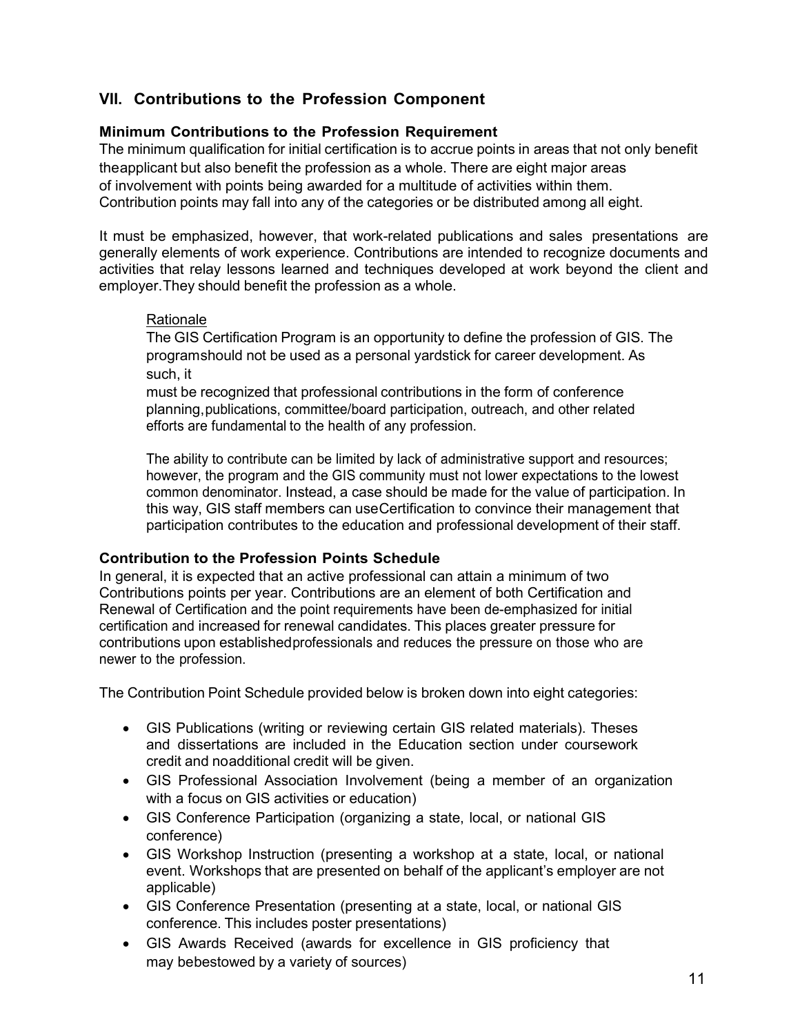## VII. Contributions to the Profession Component

### Minimum Contributions to the Profession Requirement

The minimum qualification for initial certification is to accrue points in areas that not only benefit the applicant but also benefit the profession as a whole. There are eight major areas of involvement with points being awarded for a multitude of activities within them. Contribution points may fall into any of the categories or be distributed among all eight.

It must be emphasized, however, that work-related publications and sales presentations are generally elements of work experience. Contributions are intended to recognize documents and activities that relay lessons learned and techniques developed at work beyond the client and employer. They should benefit the profession as a whole.

> Rationale
>
> The GIS Certification Program is an opportunity to define the profession of GIS. The program should not be used as a personal yardstick for career development. As such, it must be recognized that professional contributions in the form of conference planning, publications, committee/board participation, outreach, and other related efforts are fundamental to the health of any profession.
>
> The ability to contribute can be limited by lack of administrative support and resources; however, the program and the GIS community must not lower expectations to the lowest common denominator. Instead, a case should be made for the value of participation. In this way, GIS staff members can use Certification to convince their management that participation contributes to the education and professional development of their staff.

### Contribution to the Profession Points Schedule

In general, it is expected that an active professional can attain a minimum of two Contributions points per year. Contributions are an element of both Certification and Renewal of Certification and the point requirements have been de-emphasized for initial certification and increased for renewal candidates. This places greater pressure for contributions upon established professionals and reduces the pressure on those who are newer to the profession.

The Contribution Point Schedule provided below is broken down into eight categories:

- GIS Publications (writing or reviewing certain GIS related materials). Theses and dissertations are included in the Education section under coursework credit and no additional credit will be given.
- GIS Professional Association Involvement (being a member of an organization with a focus on GIS activities or education)
- GIS Conference Participation (organizing a state, local, or national GIS conference)
- GIS Workshop Instruction (presenting a workshop at a state, local, or national event. Workshops that are presented on behalf of the applicant's employer are not applicable)
- GIS Conference Presentation (presenting at a state, local, or national GIS conference. This includes poster presentations)
- GIS Awards Received (awards for excellence in GIS proficiency that may be bestowed by a variety of sources)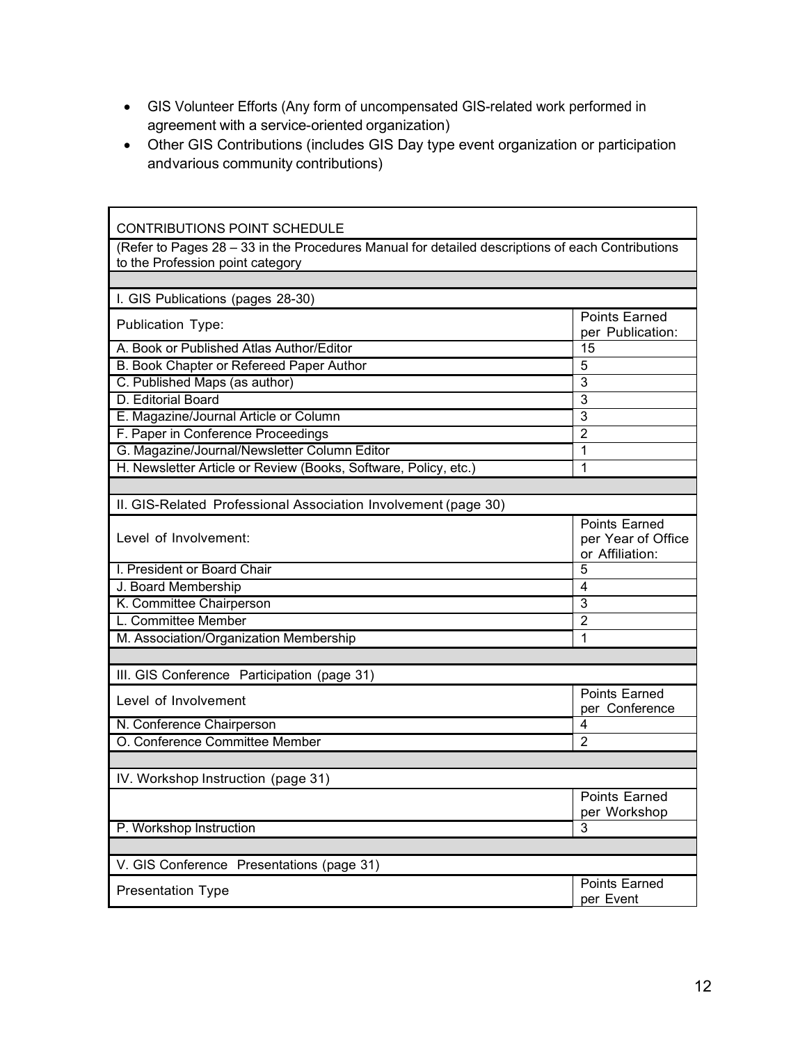- GIS Volunteer Efforts (Any form of uncompensated GIS-related work performed in agreement with a service-oriented organization)
- Other GIS Contributions (includes GIS Day type event organization or participation andvarious community contributions)

| CONTRIBUTIONS POINT SCHEDULE | |
|---|---|
| (Refer to Pages 28 – 33 in the Procedures Manual for detailed descriptions of each Contributions to the Profession point category | |
| | |
| I. GIS Publications (pages 28-30) | |
| Publication Type: | Points Earned per Publication: |
| A. Book or Published Atlas Author/Editor | 15 |
| B. Book Chapter or Refereed Paper Author | 5 |
| C. Published Maps (as author) | 3 |
| D. Editorial Board | 3 |
| E. Magazine/Journal Article or Column | 3 |
| F. Paper in Conference Proceedings | 2 |
| G. Magazine/Journal/Newsletter Column Editor | 1 |
| H. Newsletter Article or Review (Books, Software, Policy, etc.) | 1 |
| | |
| II. GIS-Related Professional Association Involvement (page 30) | |
| Level of Involvement: | Points Earned per Year of Office or Affiliation: |
| I. President or Board Chair | 5 |
| J. Board Membership | 4 |
| K. Committee Chairperson | 3 |
| L. Committee Member | 2 |
| M. Association/Organization Membership | 1 |
| | |
| III. GIS Conference Participation (page 31) | |
| Level of Involvement | Points Earned per Conference |
| N. Conference Chairperson | 4 |
| O. Conference Committee Member | 2 |
| | |
| IV. Workshop Instruction (page 31) | |
| | Points Earned per Workshop |
| P. Workshop Instruction | 3 |
| | |
| V. GIS Conference Presentations (page 31) | |
| Presentation Type | Points Earned per Event |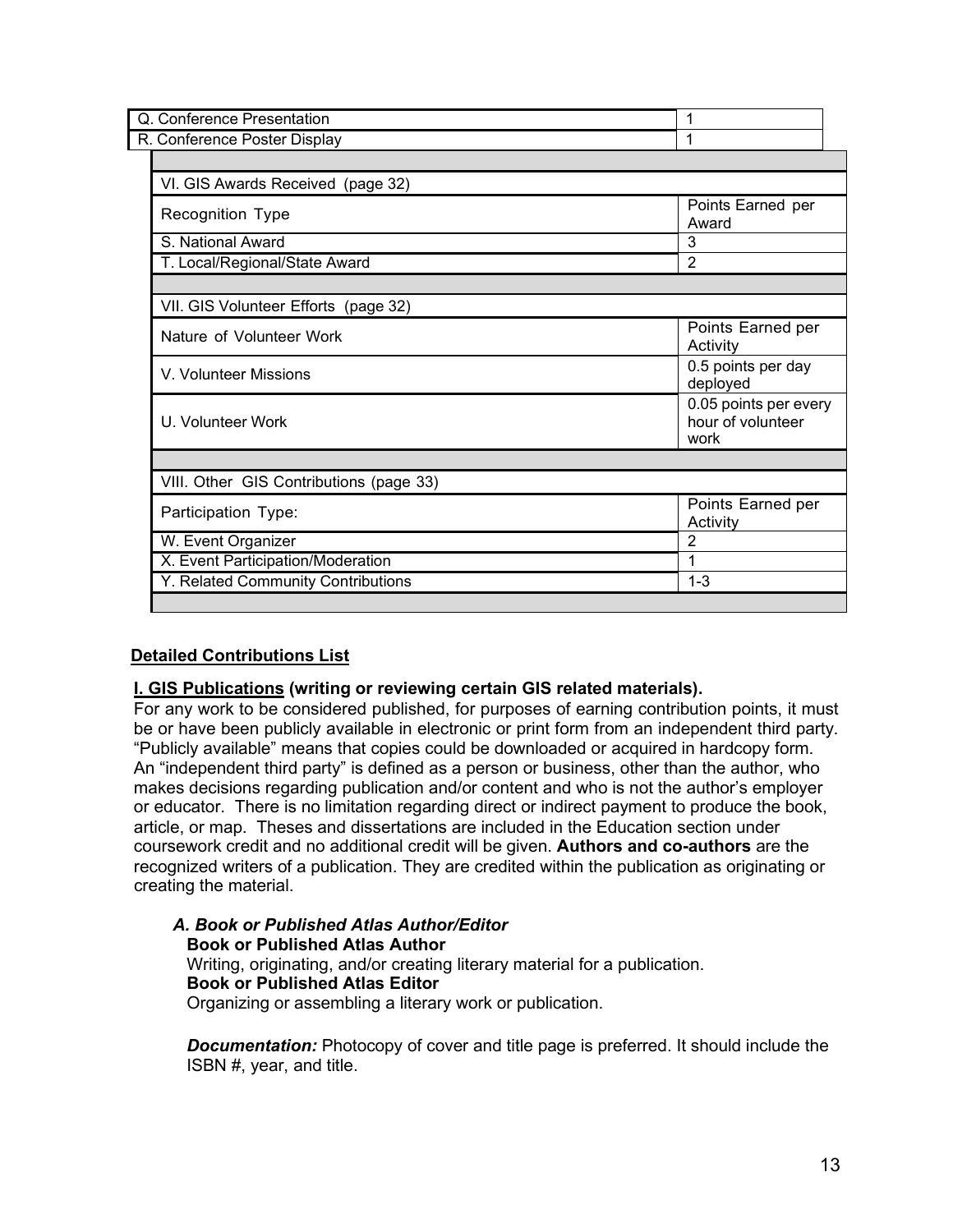| Q. Conference Presentation | 1 |
|---|---|
| R. Conference Poster Display | 1 |

| VI. GIS Awards Received (page 32) | |
|---|---|
| Recognition Type | Points Earned per Award |
| S. National Award | 3 |
| T. Local/Regional/State Award | 2 |

| VII. GIS Volunteer Efforts (page 32) | |
|---|---|
| Nature of Volunteer Work | Points Earned per Activity |
| V. Volunteer Missions | 0.5 points per day deployed |
| U. Volunteer Work | 0.05 points per every hour of volunteer work |

| VIII. Other GIS Contributions (page 33) | |
|---|---|
| Participation Type: | Points Earned per Activity |
| W. Event Organizer | 2 |
| X. Event Participation/Moderation | 1 |
| Y. Related Community Contributions | 1-3 |

## Detailed Contributions List

**I. GIS Publications (writing or reviewing certain GIS related materials).**

For any work to be considered published, for purposes of earning contribution points, it must be or have been publicly available in electronic or print form from an independent third party. "Publicly available" means that copies could be downloaded or acquired in hardcopy form. An "independent third party" is defined as a person or business, other than the author, who makes decisions regarding publication and/or content and who is not the author's employer or educator. There is no limitation regarding direct or indirect payment to produce the book, article, or map. Theses and dissertations are included in the Education section under coursework credit and no additional credit will be given. **Authors and co-authors** are the recognized writers of a publication. They are credited within the publication as originating or creating the material.

### *A. Book or Published Atlas Author/Editor*

**Book or Published Atlas Author**

Writing, originating, and/or creating literary material for a publication.

**Book or Published Atlas Editor**

Organizing or assembling a literary work or publication.

***Documentation:*** Photocopy of cover and title page is preferred. It should include the ISBN #, year, and title.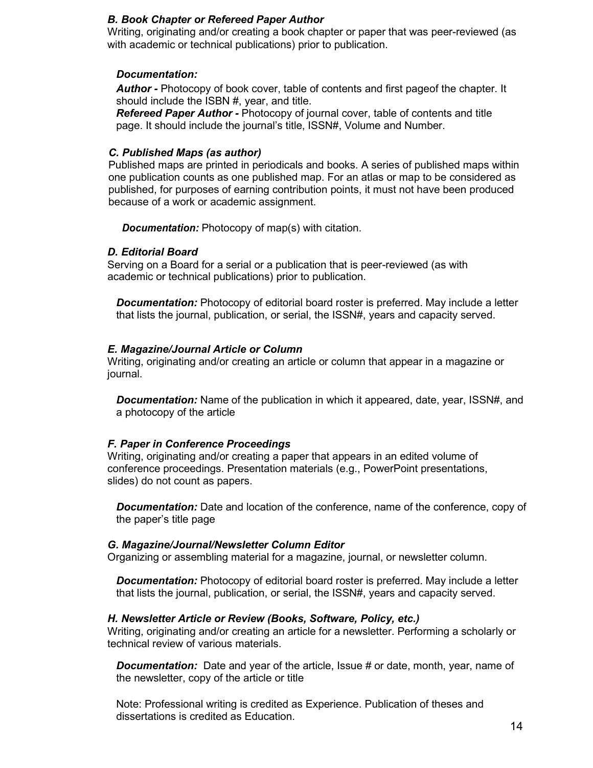### *B. Book Chapter or Refereed Paper Author*

Writing, originating and/or creating a book chapter or paper that was peer-reviewed (as with academic or technical publications) prior to publication.

***Documentation:***

***Author -*** Photocopy of book cover, table of contents and first pageof the chapter. It should include the ISBN #, year, and title.

***Refereed Paper Author -*** Photocopy of journal cover, table of contents and title page. It should include the journal's title, ISSN#, Volume and Number.

### *C. Published Maps (as author)*

Published maps are printed in periodicals and books. A series of published maps within one publication counts as one published map. For an atlas or map to be considered as published, for purposes of earning contribution points, it must not have been produced because of a work or academic assignment.

***Documentation:*** Photocopy of map(s) with citation.

### *D. Editorial Board*

Serving on a Board for a serial or a publication that is peer-reviewed (as with academic or technical publications) prior to publication.

***Documentation:*** Photocopy of editorial board roster is preferred. May include a letter that lists the journal, publication, or serial, the ISSN#, years and capacity served.

### *E. Magazine/Journal Article or Column*

Writing, originating and/or creating an article or column that appear in a magazine or journal.

***Documentation:*** Name of the publication in which it appeared, date, year, ISSN#, and a photocopy of the article

### *F. Paper in Conference Proceedings*

Writing, originating and/or creating a paper that appears in an edited volume of conference proceedings. Presentation materials (e.g., PowerPoint presentations, slides) do not count as papers.

***Documentation:*** Date and location of the conference, name of the conference, copy of the paper's title page

### *G. Magazine/Journal/Newsletter Column Editor*

Organizing or assembling material for a magazine, journal, or newsletter column.

***Documentation:*** Photocopy of editorial board roster is preferred. May include a letter that lists the journal, publication, or serial, the ISSN#, years and capacity served.

### *H. Newsletter Article or Review (Books, Software, Policy, etc.)*

Writing, originating and/or creating an article for a newsletter. Performing a scholarly or technical review of various materials.

***Documentation:*** Date and year of the article, Issue # or date, month, year, name of the newsletter, copy of the article or title

Note: Professional writing is credited as Experience. Publication of theses and dissertations is credited as Education.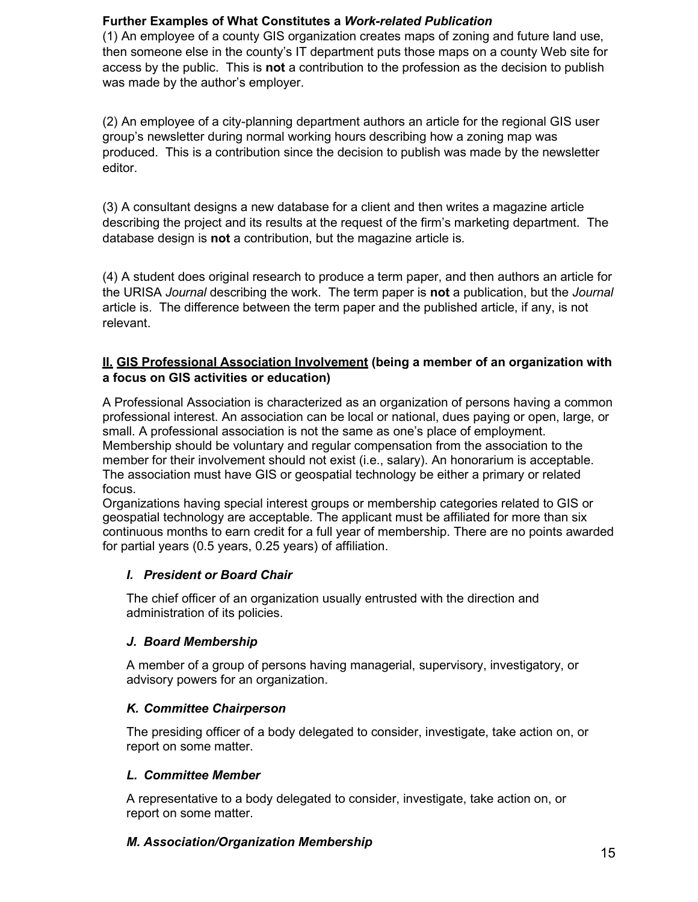**Further Examples of What Constitutes a *Work-related Publication***

(1) An employee of a county GIS organization creates maps of zoning and future land use, then someone else in the county's IT department puts those maps on a county Web site for access by the public. This is **not** a contribution to the profession as the decision to publish was made by the author's employer.

(2) An employee of a city-planning department authors an article for the regional GIS user group's newsletter during normal working hours describing how a zoning map was produced. This is a contribution since the decision to publish was made by the newsletter editor.

(3) A consultant designs a new database for a client and then writes a magazine article describing the project and its results at the request of the firm's marketing department. The database design is **not** a contribution, but the magazine article is.

(4) A student does original research to produce a term paper, and then authors an article for the URISA *Journal* describing the work. The term paper is **not** a publication, but the *Journal* article is. The difference between the term paper and the published article, if any, is not relevant.

## <u>II.</u> <u>GIS Professional Association Involvement</u> (being a member of an organization with a focus on GIS activities or education)

A Professional Association is characterized as an organization of persons having a common professional interest. An association can be local or national, dues paying or open, large, or small. A professional association is not the same as one's place of employment. Membership should be voluntary and regular compensation from the association to the member for their involvement should not exist (i.e., salary). An honorarium is acceptable. The association must have GIS or geospatial technology be either a primary or related focus.

Organizations having special interest groups or membership categories related to GIS or geospatial technology are acceptable. The applicant must be affiliated for more than six continuous months to earn credit for a full year of membership. There are no points awarded for partial years (0.5 years, 0.25 years) of affiliation.

### *I. President or Board Chair*

The chief officer of an organization usually entrusted with the direction and administration of its policies.

### *J. Board Membership*

A member of a group of persons having managerial, supervisory, investigatory, or advisory powers for an organization.

### *K. Committee Chairperson*

The presiding officer of a body delegated to consider, investigate, take action on, or report on some matter.

### *L. Committee Member*

A representative to a body delegated to consider, investigate, take action on, or report on some matter.

### *M. Association/Organization Membership*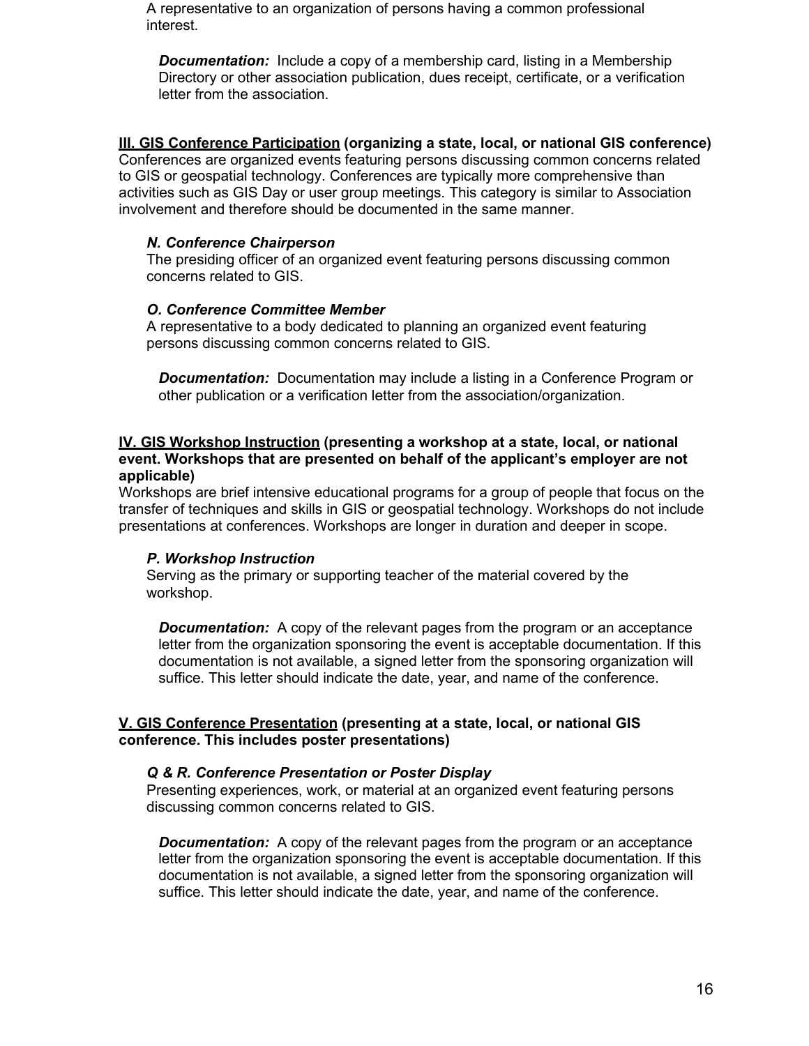A representative to an organization of persons having a common professional interest.

***Documentation:*** Include a copy of a membership card, listing in a Membership Directory or other association publication, dues receipt, certificate, or a verification letter from the association.

**<u>III. GIS Conference Participation</u> (organizing a state, local, or national GIS conference)**
Conferences are organized events featuring persons discussing common concerns related to GIS or geospatial technology. Conferences are typically more comprehensive than activities such as GIS Day or user group meetings. This category is similar to Association involvement and therefore should be documented in the same manner.

***N. Conference Chairperson***
The presiding officer of an organized event featuring persons discussing common concerns related to GIS.

***O. Conference Committee Member***
A representative to a body dedicated to planning an organized event featuring persons discussing common concerns related to GIS.

***Documentation:*** Documentation may include a listing in a Conference Program or other publication or a verification letter from the association/organization.

**<u>IV. GIS Workshop Instruction</u> (presenting a workshop at a state, local, or national event. Workshops that are presented on behalf of the applicant's employer are not applicable)**
Workshops are brief intensive educational programs for a group of people that focus on the transfer of techniques and skills in GIS or geospatial technology. Workshops do not include presentations at conferences. Workshops are longer in duration and deeper in scope.

***P. Workshop Instruction***
Serving as the primary or supporting teacher of the material covered by the workshop.

***Documentation:*** A copy of the relevant pages from the program or an acceptance letter from the organization sponsoring the event is acceptable documentation. If this documentation is not available, a signed letter from the sponsoring organization will suffice. This letter should indicate the date, year, and name of the conference.

**<u>V. GIS Conference Presentation</u> (presenting at a state, local, or national GIS conference. This includes poster presentations)**

***Q & R. Conference Presentation or Poster Display***
Presenting experiences, work, or material at an organized event featuring persons discussing common concerns related to GIS.

***Documentation:*** A copy of the relevant pages from the program or an acceptance letter from the organization sponsoring the event is acceptable documentation. If this documentation is not available, a signed letter from the sponsoring organization will suffice. This letter should indicate the date, year, and name of the conference.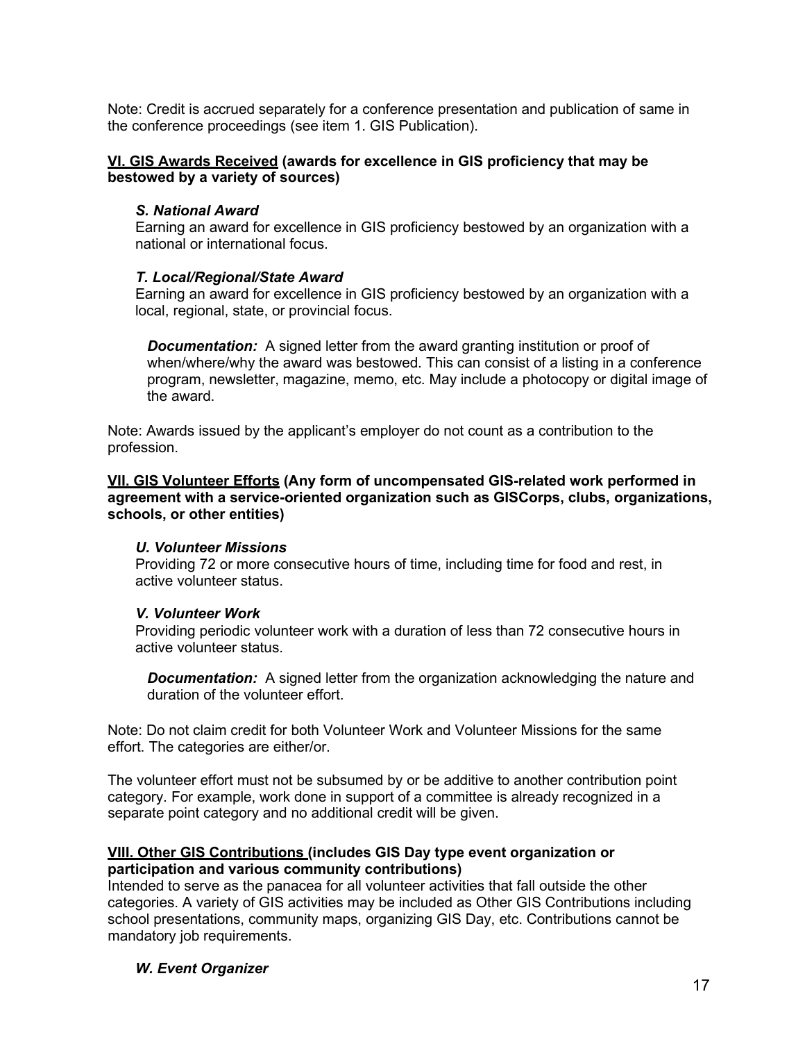Note: Credit is accrued separately for a conference presentation and publication of same in the conference proceedings (see item 1. GIS Publication).

### <u>VI. GIS Awards Received</u> (awards for excellence in GIS proficiency that may be bestowed by a variety of sources)

***S. National Award***
Earning an award for excellence in GIS proficiency bestowed by an organization with a national or international focus.

***T. Local/Regional/State Award***
Earning an award for excellence in GIS proficiency bestowed by an organization with a local, regional, state, or provincial focus.

***Documentation:*** A signed letter from the award granting institution or proof of when/where/why the award was bestowed. This can consist of a listing in a conference program, newsletter, magazine, memo, etc. May include a photocopy or digital image of the award.

Note: Awards issued by the applicant's employer do not count as a contribution to the profession.

### <u>VII. GIS Volunteer Efforts</u> (Any form of uncompensated GIS-related work performed in agreement with a service-oriented organization such as GISCorps, clubs, organizations, schools, or other entities)

***U. Volunteer Missions***
Providing 72 or more consecutive hours of time, including time for food and rest, in active volunteer status.

***V. Volunteer Work***
Providing periodic volunteer work with a duration of less than 72 consecutive hours in active volunteer status.

***Documentation:*** A signed letter from the organization acknowledging the nature and duration of the volunteer effort.

Note: Do not claim credit for both Volunteer Work and Volunteer Missions for the same effort. The categories are either/or.

The volunteer effort must not be subsumed by or be additive to another contribution point category. For example, work done in support of a committee is already recognized in a separate point category and no additional credit will be given.

### <u>VIII. Other GIS Contributions</u> (includes GIS Day type event organization or participation and various community contributions)

Intended to serve as the panacea for all volunteer activities that fall outside the other categories. A variety of GIS activities may be included as Other GIS Contributions including school presentations, community maps, organizing GIS Day, etc. Contributions cannot be mandatory job requirements.

***W. Event Organizer***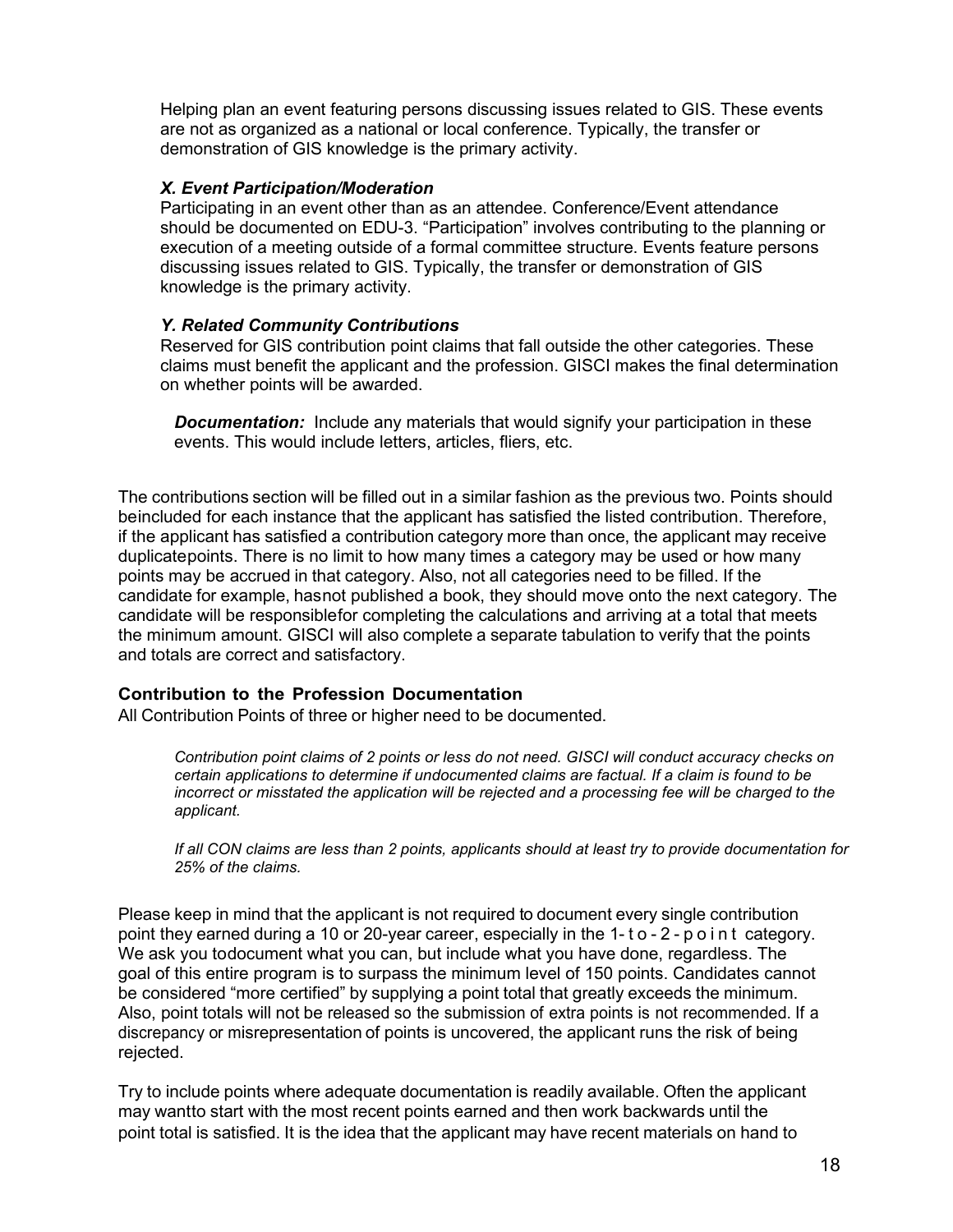Helping plan an event featuring persons discussing issues related to GIS. These events are not as organized as a national or local conference. Typically, the transfer or demonstration of GIS knowledge is the primary activity.

***X. Event Participation/Moderation***

Participating in an event other than as an attendee. Conference/Event attendance should be documented on EDU-3. "Participation" involves contributing to the planning or execution of a meeting outside of a formal committee structure. Events feature persons discussing issues related to GIS. Typically, the transfer or demonstration of GIS knowledge is the primary activity.

***Y. Related Community Contributions***

Reserved for GIS contribution point claims that fall outside the other categories. These claims must benefit the applicant and the profession. GISCI makes the final determination on whether points will be awarded.

> ***Documentation:*** Include any materials that would signify your participation in these events. This would include letters, articles, fliers, etc.

The contributions section will be filled out in a similar fashion as the previous two. Points should beincluded for each instance that the applicant has satisfied the listed contribution. Therefore, if the applicant has satisfied a contribution category more than once, the applicant may receive duplicatepoints. There is no limit to how many times a category may be used or how many points may be accrued in that category. Also, not all categories need to be filled. If the candidate for example, hasnot published a book, they should move onto the next category. The candidate will be responsiblefor completing the calculations and arriving at a total that meets the minimum amount. GISCI will also complete a separate tabulation to verify that the points and totals are correct and satisfactory.

**Contribution to the Profession Documentation**

All Contribution Points of three or higher need to be documented.

> *Contribution point claims of 2 points or less do not need. GISCI will conduct accuracy checks on certain applications to determine if undocumented claims are factual. If a claim is found to be incorrect or misstated the application will be rejected and a processing fee will be charged to the applicant.*
>
> *If all CON claims are less than 2 points, applicants should at least try to provide documentation for 25% of the claims.*

Please keep in mind that the applicant is not required to document every single contribution point they earned during a 10 or 20-year career, especially in the 1-to-2-point category. We ask you todocument what you can, but include what you have done, regardless. The goal of this entire program is to surpass the minimum level of 150 points. Candidates cannot be considered "more certified" by supplying a point total that greatly exceeds the minimum. Also, point totals will not be released so the submission of extra points is not recommended. If a discrepancy or misrepresentation of points is uncovered, the applicant runs the risk of being rejected.

Try to include points where adequate documentation is readily available. Often the applicant may wantto start with the most recent points earned and then work backwards until the point total is satisfied. It is the idea that the applicant may have recent materials on hand to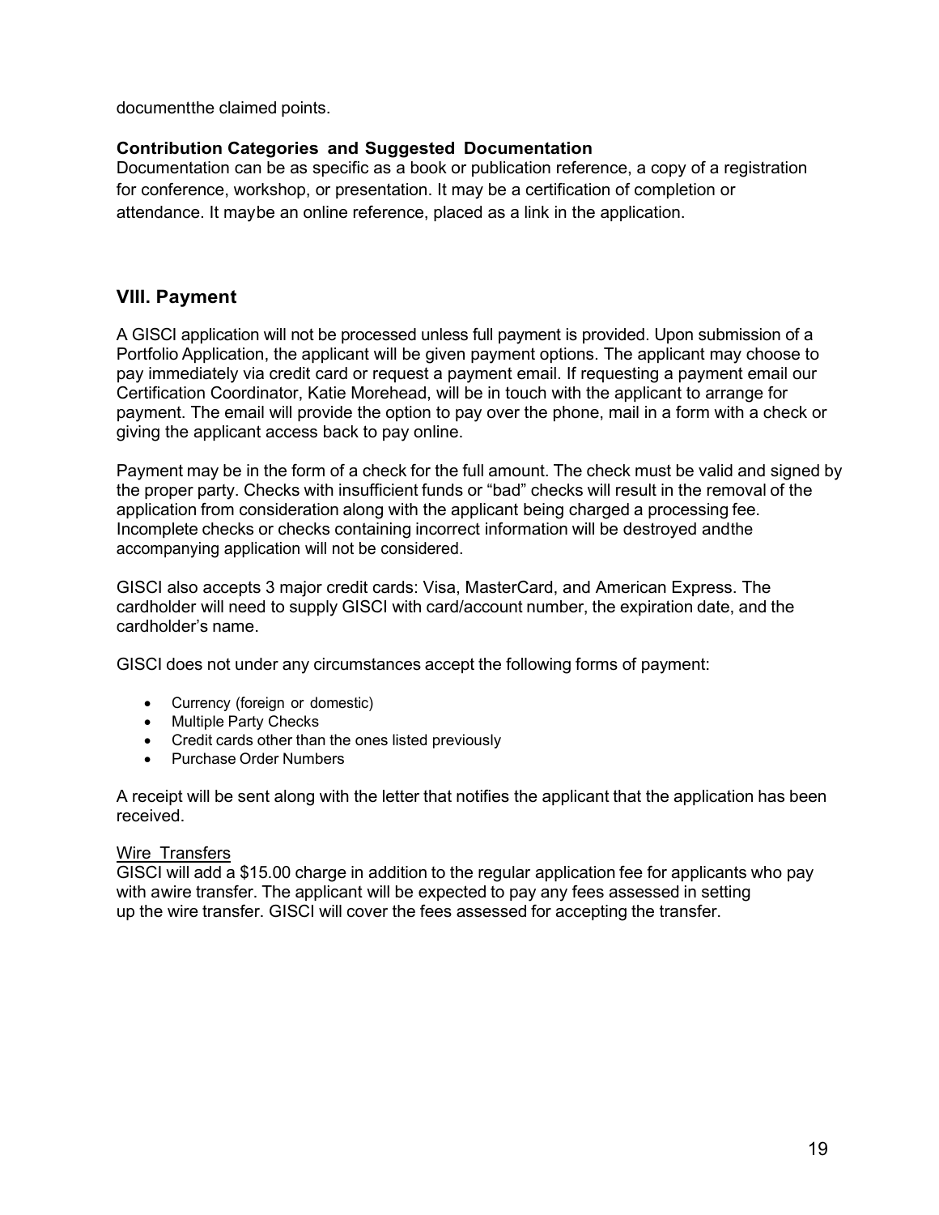documentthe claimed points.

**Contribution Categories and Suggested Documentation**

Documentation can be as specific as a book or publication reference, a copy of a registration for conference, workshop, or presentation. It may be a certification of completion or attendance. It maybe an online reference, placed as a link in the application.

## VIII. Payment

A GISCI application will not be processed unless full payment is provided. Upon submission of a Portfolio Application, the applicant will be given payment options. The applicant may choose to pay immediately via credit card or request a payment email. If requesting a payment email our Certification Coordinator, Katie Morehead, will be in touch with the applicant to arrange for payment. The email will provide the option to pay over the phone, mail in a form with a check or giving the applicant access back to pay online.

Payment may be in the form of a check for the full amount. The check must be valid and signed by the proper party. Checks with insufficient funds or "bad" checks will result in the removal of the application from consideration along with the applicant being charged a processing fee. Incomplete checks or checks containing incorrect information will be destroyed andthe accompanying application will not be considered.

GISCI also accepts 3 major credit cards: Visa, MasterCard, and American Express. The cardholder will need to supply GISCI with card/account number, the expiration date, and the cardholder's name.

GISCI does not under any circumstances accept the following forms of payment:

- Currency (foreign or domestic)
- Multiple Party Checks
- Credit cards other than the ones listed previously
- Purchase Order Numbers

A receipt will be sent along with the letter that notifies the applicant that the application has been received.

Wire Transfers

GISCI will add a $15.00 charge in addition to the regular application fee for applicants who pay with awire transfer. The applicant will be expected to pay any fees assessed in setting up the wire transfer. GISCI will cover the fees assessed for accepting the transfer.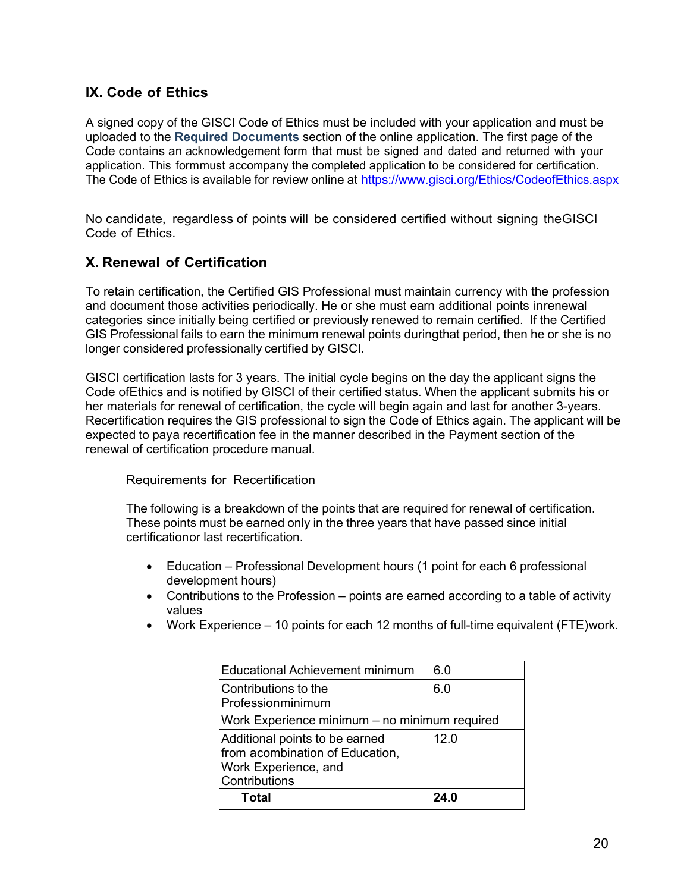## IX. Code of Ethics

A signed copy of the GISCI Code of Ethics must be included with your application and must be uploaded to the **Required Documents** section of the online application. The first page of the Code contains an acknowledgement form that must be signed and dated and returned with your application. This formmust accompany the completed application to be considered for certification. The Code of Ethics is available for review online at https://www.gisci.org/Ethics/CodeofEthics.aspx

No candidate, regardless of points will be considered certified without signing theGISCI Code of Ethics.

## X. Renewal of Certification

To retain certification, the Certified GIS Professional must maintain currency with the profession and document those activities periodically. He or she must earn additional points inrenewal categories since initially being certified or previously renewed to remain certified. If the Certified GIS Professional fails to earn the minimum renewal points duringthat period, then he or she is no longer considered professionally certified by GISCI.

GISCI certification lasts for 3 years. The initial cycle begins on the day the applicant signs the Code ofEthics and is notified by GISCI of their certified status. When the applicant submits his or her materials for renewal of certification, the cycle will begin again and last for another 3-years. Recertification requires the GIS professional to sign the Code of Ethics again. The applicant will be expected to paya recertification fee in the manner described in the Payment section of the renewal of certification procedure manual.

Requirements for Recertification

The following is a breakdown of the points that are required for renewal of certification. These points must be earned only in the three years that have passed since initial certificationor last recertification.

- Education – Professional Development hours (1 point for each 6 professional development hours)
- Contributions to the Profession – points are earned according to a table of activity values
- Work Experience – 10 points for each 12 months of full-time equivalent (FTE)work.

| Educational Achievement minimum | 6.0 |
|---|---|
| Contributions to the Professionminimum | 6.0 |
| Work Experience minimum – no minimum required | |
| Additional points to be earned from acombination of Education, Work Experience, and Contributions | 12.0 |
| **Total** | **24.0** |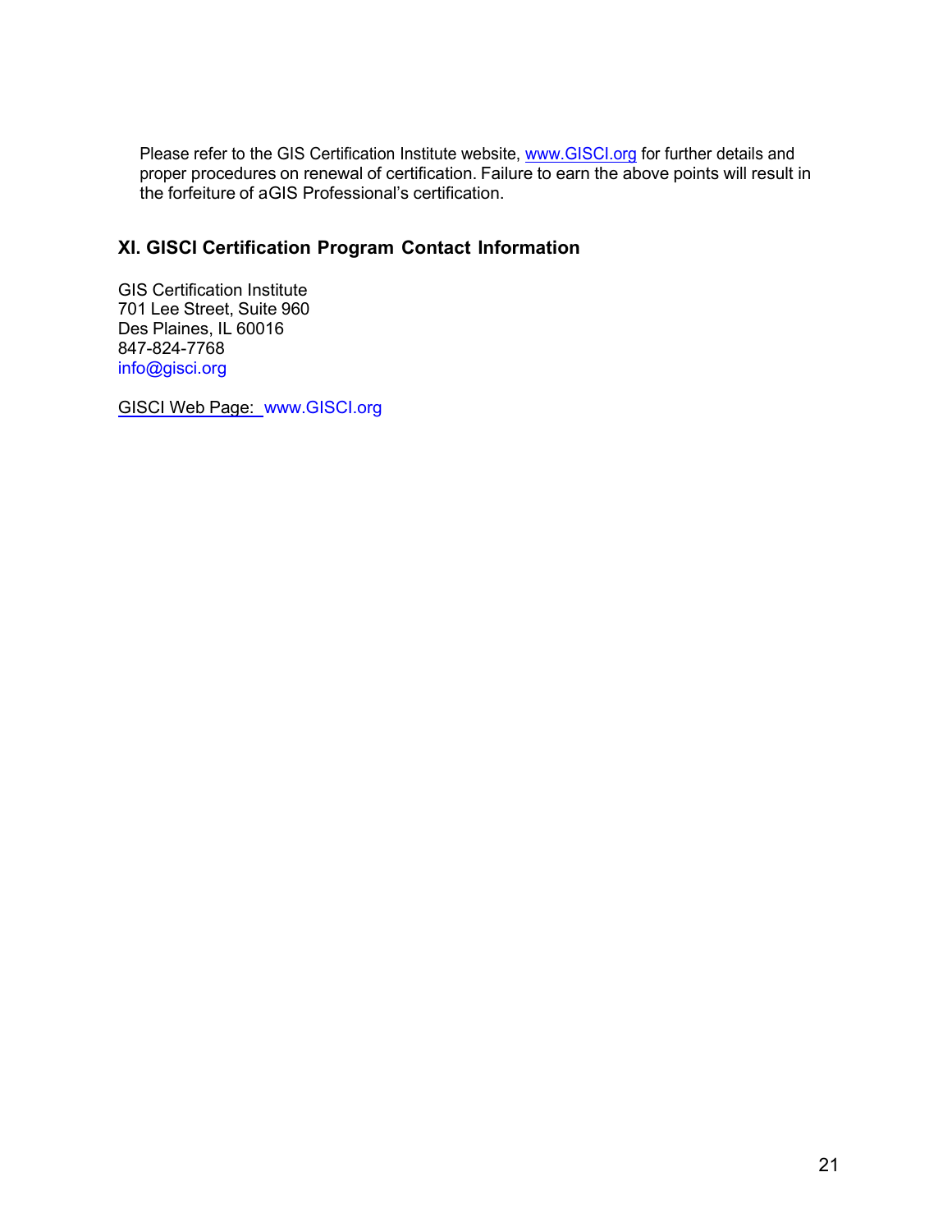Please refer to the GIS Certification Institute website, www.GISCI.org for further details and proper procedures on renewal of certification. Failure to earn the above points will result in the forfeiture of aGIS Professional's certification.

## XI. GISCI Certification Program Contact Information

GIS Certification Institute
701 Lee Street, Suite 960
Des Plaines, IL 60016
847-824-7768
info@gisci.org

GISCI Web Page: www.GISCI.org